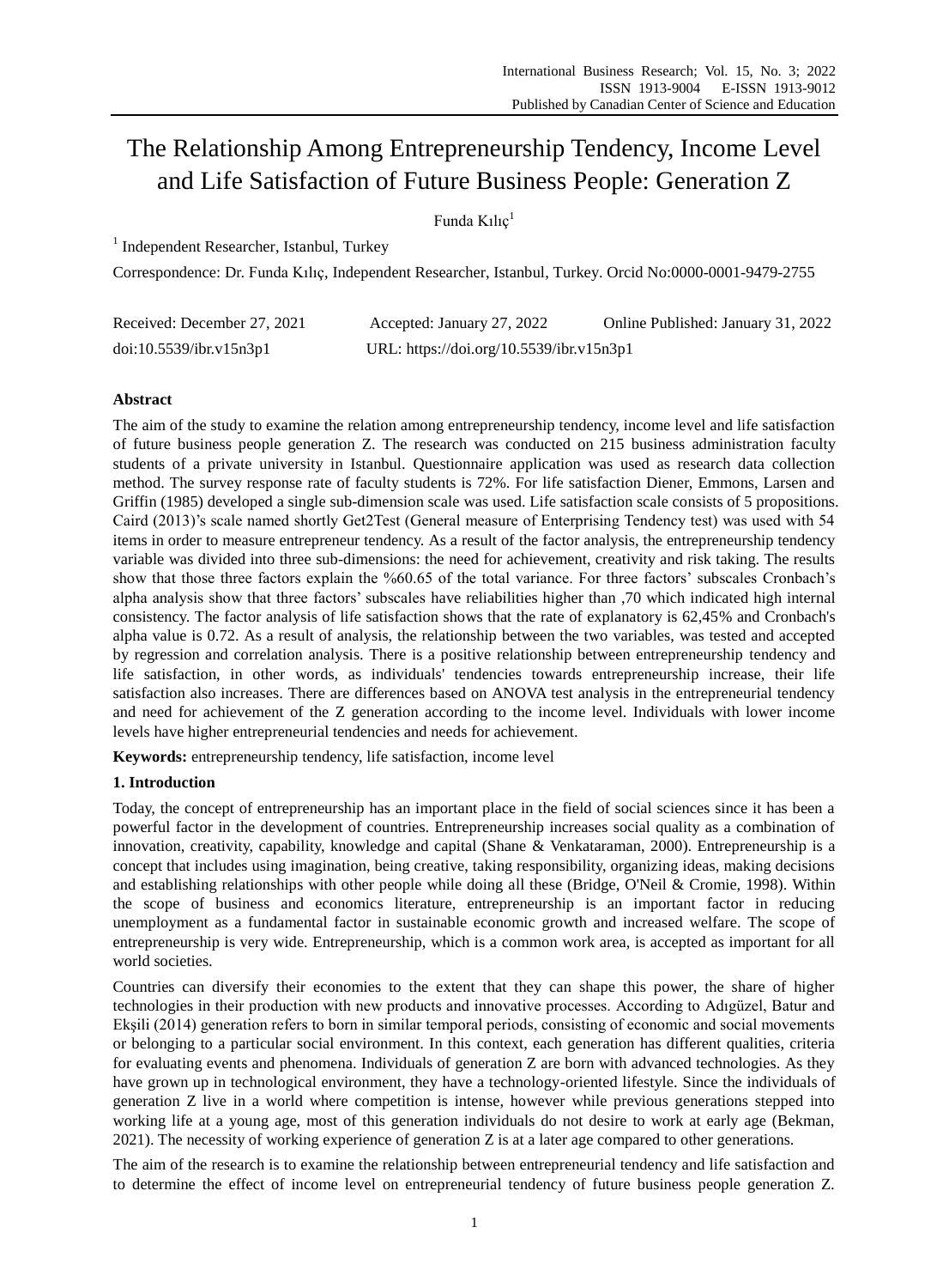# The Relationship Among Entrepreneurship Tendency, Income Level and Life Satisfaction of Future Business People: Generation Z

Funda Kılıç[1]

[1] Independent Researcher, Istanbul, Turkey

Correspondence: Dr. Funda Kılıç, Independent Researcher, Istanbul, Turkey. Orcid No:0000-0001-9479-2755

Received: December 27, 2021 Accepted: January 27, 2022 Online Published: January 31, 2022

doi:10.5539/ibr.v15n3p1 URL: https://doi.org/10.5539/ibr.v15n3p1

## Abstract

The aim of the study to examine the relation among entrepreneurship tendency, income level and life satisfaction of future business people generation Z. The research was conducted on 215 business administration faculty students of a private university in Istanbul. Questionnaire application was used as research data collection method. The survey response rate of faculty students is 72%. For life satisfaction Diener, Emmons, Larsen and Griffin (1985) developed a single sub-dimension scale was used. Life satisfaction scale consists of 5 propositions. Caird (2013)'s scale named shortly Get2Test (General measure of Enterprising Tendency test) was used with 54 items in order to measure entrepreneur tendency. As a result of the factor analysis, the entrepreneurship tendency variable was divided into three sub-dimensions: the need for achievement, creativity and risk taking. The results show that those three factors explain the %60.65 of the total variance. For three factors' subscales Cronbach's alpha analysis show that three factors' subscales have reliabilities higher than ,70 which indicated high internal consistency. The factor analysis of life satisfaction shows that the rate of explanatory is 62,45% and Cronbach's alpha value is 0.72. As a result of analysis, the relationship between the two variables, was tested and accepted by regression and correlation analysis. There is a positive relationship between entrepreneurship tendency and life satisfaction, in other words, as individuals' tendencies towards entrepreneurship increase, their life satisfaction also increases. There are differences based on ANOVA test analysis in the entrepreneurial tendency and need for achievement of the Z generation according to the income level. Individuals with lower income levels have higher entrepreneurial tendencies and needs for achievement.

**Keywords:** entrepreneurship tendency, life satisfaction, income level

## 1. Introduction

Today, the concept of entrepreneurship has an important place in the field of social sciences since it has been a powerful factor in the development of countries. Entrepreneurship increases social quality as a combination of innovation, creativity, capability, knowledge and capital (Shane & Venkataraman, 2000). Entrepreneurship is a concept that includes using imagination, being creative, taking responsibility, organizing ideas, making decisions and establishing relationships with other people while doing all these (Bridge, O'Neil & Cromie, 1998). Within the scope of business and economics literature, entrepreneurship is an important factor in reducing unemployment as a fundamental factor in sustainable economic growth and increased welfare. The scope of entrepreneurship is very wide. Entrepreneurship, which is a common work area, is accepted as important for all world societies.

Countries can diversify their economies to the extent that they can shape this power, the share of higher technologies in their production with new products and innovative processes. According to Adıgüzel, Batur and Ekşili (2014) generation refers to born in similar temporal periods, consisting of economic and social movements or belonging to a particular social environment. In this context, each generation has different qualities, criteria for evaluating events and phenomena. Individuals of generation Z are born with advanced technologies. As they have grown up in technological environment, they have a technology-oriented lifestyle. Since the individuals of generation Z live in a world where competition is intense, however while previous generations stepped into working life at a young age, most of this generation individuals do not desire to work at early age (Bekman, 2021). The necessity of working experience of generation Z is at a later age compared to other generations.

The aim of the research is to examine the relationship between entrepreneurial tendency and life satisfaction and to determine the effect of income level on entrepreneurial tendency of future business people generation Z.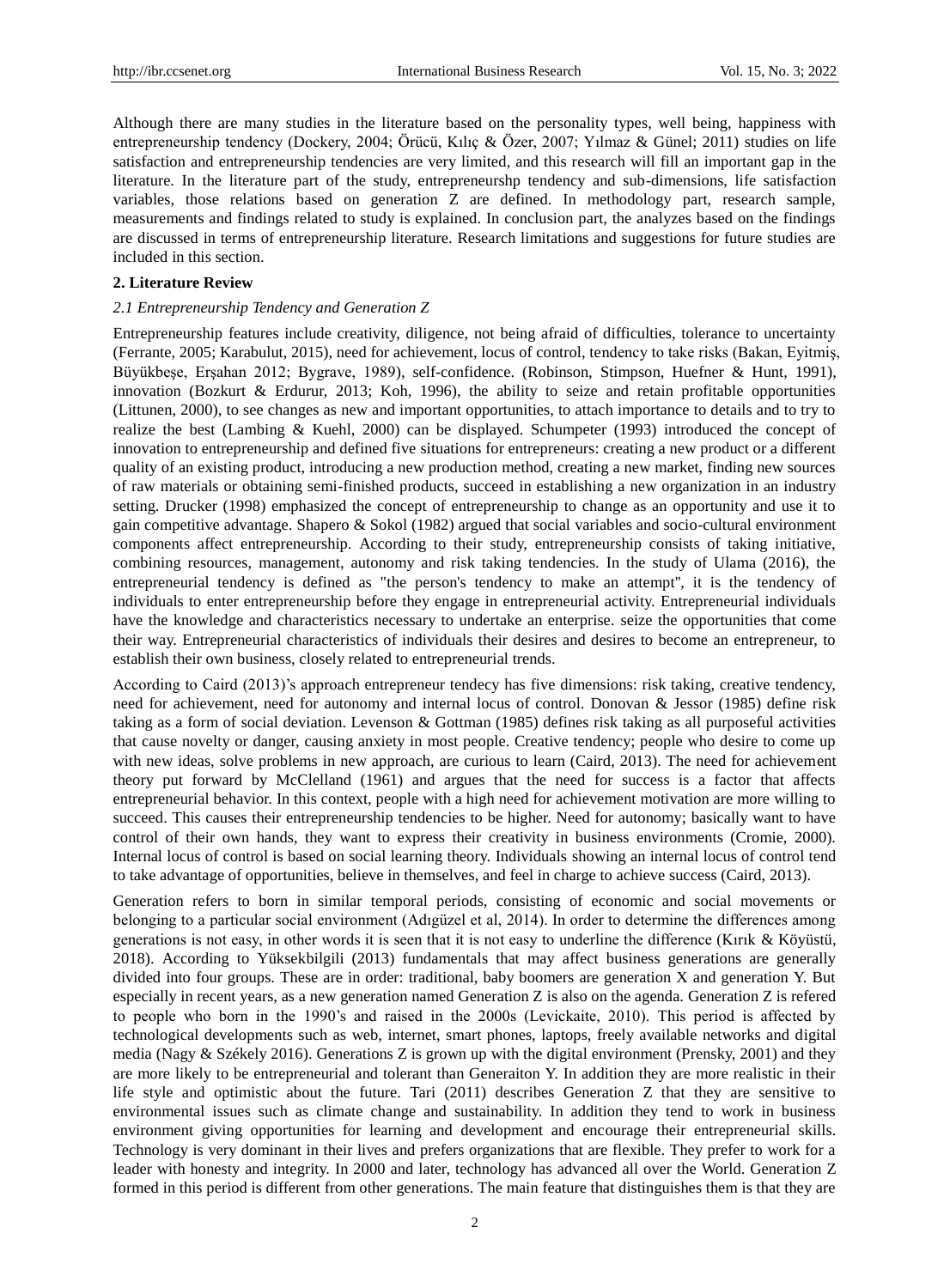Although there are many studies in the literature based on the personality types, well being, happiness with entrepreneurship tendency (Dockery, 2004; Örücü, Kılıç & Özer, 2007; Yılmaz & Günel; 2011) studies on life satisfaction and entrepreneurship tendencies are very limited, and this research will fill an important gap in the literature. In the literature part of the study, entrepreneurshp tendency and sub-dimensions, life satisfaction variables, those relations based on generation Z are defined. In methodology part, research sample, measurements and findings related to study is explained. In conclusion part, the analyzes based on the findings are discussed in terms of entrepreneurship literature. Research limitations and suggestions for future studies are included in this section.

## 2. Literature Review

### *2.1 Entrepreneurship Tendency and Generation Z*

Entrepreneurship features include creativity, diligence, not being afraid of difficulties, tolerance to uncertainty (Ferrante, 2005; Karabulut, 2015), need for achievement, locus of control, tendency to take risks (Bakan, Eyitmiş, Büyükbeşe, Erşahan 2012; Bygrave, 1989), self-confidence. (Robinson, Stimpson, Huefner & Hunt, 1991), innovation (Bozkurt & Erdurur, 2013; Koh, 1996), the ability to seize and retain profitable opportunities (Littunen, 2000), to see changes as new and important opportunities, to attach importance to details and to try to realize the best (Lambing & Kuehl, 2000) can be displayed. Schumpeter (1993) introduced the concept of innovation to entrepreneurship and defined five situations for entrepreneurs: creating a new product or a different quality of an existing product, introducing a new production method, creating a new market, finding new sources of raw materials or obtaining semi-finished products, succeed in establishing a new organization in an industry setting. Drucker (1998) emphasized the concept of entrepreneurship to change as an opportunity and use it to gain competitive advantage. Shapero & Sokol (1982) argued that social variables and socio-cultural environment components affect entrepreneurship. According to their study, entrepreneurship consists of taking initiative, combining resources, management, autonomy and risk taking tendencies. In the study of Ulama (2016), the entrepreneurial tendency is defined as "the person's tendency to make an attempt", it is the tendency of individuals to enter entrepreneurship before they engage in entrepreneurial activity. Entrepreneurial individuals have the knowledge and characteristics necessary to undertake an enterprise. seize the opportunities that come their way. Entrepreneurial characteristics of individuals their desires and desires to become an entrepreneur, to establish their own business, closely related to entrepreneurial trends.

According to Caird (2013)'s approach entrepreneur tendecy has five dimensions: risk taking, creative tendency, need for achievement, need for autonomy and internal locus of control. Donovan & Jessor (1985) define risk taking as a form of social deviation. Levenson & Gottman (1985) defines risk taking as all purposeful activities that cause novelty or danger, causing anxiety in most people. Creative tendency; people who desire to come up with new ideas, solve problems in new approach, are curious to learn (Caird, 2013). The need for achievement theory put forward by McClelland (1961) and argues that the need for success is a factor that affects entrepreneurial behavior. In this context, people with a high need for achievement motivation are more willing to succeed. This causes their entrepreneurship tendencies to be higher. Need for autonomy; basically want to have control of their own hands, they want to express their creativity in business environments (Cromie, 2000). Internal locus of control is based on social learning theory. Individuals showing an internal locus of control tend to take advantage of opportunities, believe in themselves, and feel in charge to achieve success (Caird, 2013).

Generation refers to born in similar temporal periods, consisting of economic and social movements or belonging to a particular social environment (Adıgüzel et al, 2014). In order to determine the differences among generations is not easy, in other words it is seen that it is not easy to underline the difference (Kırık & Köyüstü, 2018). According to Yüksekbilgili (2013) fundamentals that may affect business generations are generally divided into four groups. These are in order: traditional, baby boomers are generation X and generation Y. But especially in recent years, as a new generation named Generation Z is also on the agenda. Generation Z is refered to people who born in the 1990's and raised in the 2000s (Levickaite, 2010). This period is affected by technological developments such as web, internet, smart phones, laptops, freely available networks and digital media (Nagy & Székely 2016). Generations Z is grown up with the digital environment (Prensky, 2001) and they are more likely to be entrepreneurial and tolerant than Generaiton Y. In addition they are more realistic in their life style and optimistic about the future. Tari (2011) describes Generation Z that they are sensitive to environmental issues such as climate change and sustainability. In addition they tend to work in business environment giving opportunities for learning and development and encourage their entrepreneurial skills. Technology is very dominant in their lives and prefers organizations that are flexible. They prefer to work for a leader with honesty and integrity. In 2000 and later, technology has advanced all over the World. Generation Z formed in this period is different from other generations. The main feature that distinguishes them is that they are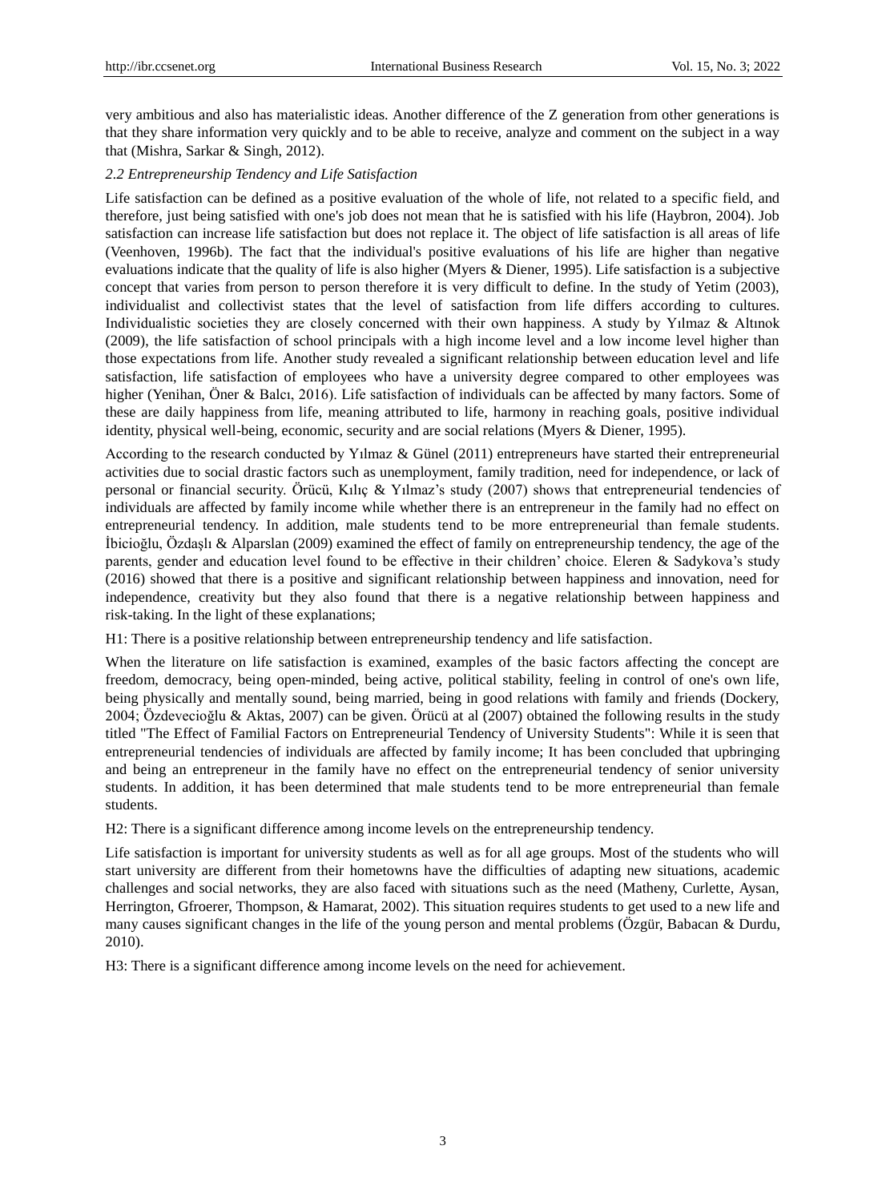very ambitious and also has materialistic ideas. Another difference of the Z generation from other generations is that they share information very quickly and to be able to receive, analyze and comment on the subject in a way that (Mishra, Sarkar & Singh, 2012).

### *2.2 Entrepreneurship Tendency and Life Satisfaction*

Life satisfaction can be defined as a positive evaluation of the whole of life, not related to a specific field, and therefore, just being satisfied with one's job does not mean that he is satisfied with his life (Haybron, 2004). Job satisfaction can increase life satisfaction but does not replace it. The object of life satisfaction is all areas of life (Veenhoven, 1996b). The fact that the individual's positive evaluations of his life are higher than negative evaluations indicate that the quality of life is also higher (Myers & Diener, 1995). Life satisfaction is a subjective concept that varies from person to person therefore it is very difficult to define. In the study of Yetim (2003), individualist and collectivist states that the level of satisfaction from life differs according to cultures. Individualistic societies they are closely concerned with their own happiness. A study by Yılmaz & Altınok (2009), the life satisfaction of school principals with a high income level and a low income level higher than those expectations from life. Another study revealed a significant relationship between education level and life satisfaction, life satisfaction of employees who have a university degree compared to other employees was higher (Yenihan, Öner & Balcı, 2016). Life satisfaction of individuals can be affected by many factors. Some of these are daily happiness from life, meaning attributed to life, harmony in reaching goals, positive individual identity, physical well-being, economic, security and are social relations (Myers & Diener, 1995).

According to the research conducted by Yılmaz & Günel (2011) entrepreneurs have started their entrepreneurial activities due to social drastic factors such as unemployment, family tradition, need for independence, or lack of personal or financial security. Örücü, Kılıç & Yılmaz's study (2007) shows that entrepreneurial tendencies of individuals are affected by family income while whether there is an entrepreneur in the family had no effect on entrepreneurial tendency. In addition, male students tend to be more entrepreneurial than female students. İbicioğlu, Özdaşlı & Alparslan (2009) examined the effect of family on entrepreneurship tendency, the age of the parents, gender and education level found to be effective in their children' choice. Eleren & Sadykova's study (2016) showed that there is a positive and significant relationship between happiness and innovation, need for independence, creativity but they also found that there is a negative relationship between happiness and risk-taking. In the light of these explanations;

H1: There is a positive relationship between entrepreneurship tendency and life satisfaction.

When the literature on life satisfaction is examined, examples of the basic factors affecting the concept are freedom, democracy, being open-minded, being active, political stability, feeling in control of one's own life, being physically and mentally sound, being married, being in good relations with family and friends (Dockery, 2004; Özdevecioğlu & Aktas, 2007) can be given. Örücü at al (2007) obtained the following results in the study titled "The Effect of Familial Factors on Entrepreneurial Tendency of University Students": While it is seen that entrepreneurial tendencies of individuals are affected by family income; It has been concluded that upbringing and being an entrepreneur in the family have no effect on the entrepreneurial tendency of senior university students. In addition, it has been determined that male students tend to be more entrepreneurial than female students.

H2: There is a significant difference among income levels on the entrepreneurship tendency.

Life satisfaction is important for university students as well as for all age groups. Most of the students who will start university are different from their hometowns have the difficulties of adapting new situations, academic challenges and social networks, they are also faced with situations such as the need (Matheny, Curlette, Aysan, Herrington, Gfroerer, Thompson, & Hamarat, 2002). This situation requires students to get used to a new life and many causes significant changes in the life of the young person and mental problems (Özgür, Babacan & Durdu, 2010).

H3: There is a significant difference among income levels on the need for achievement.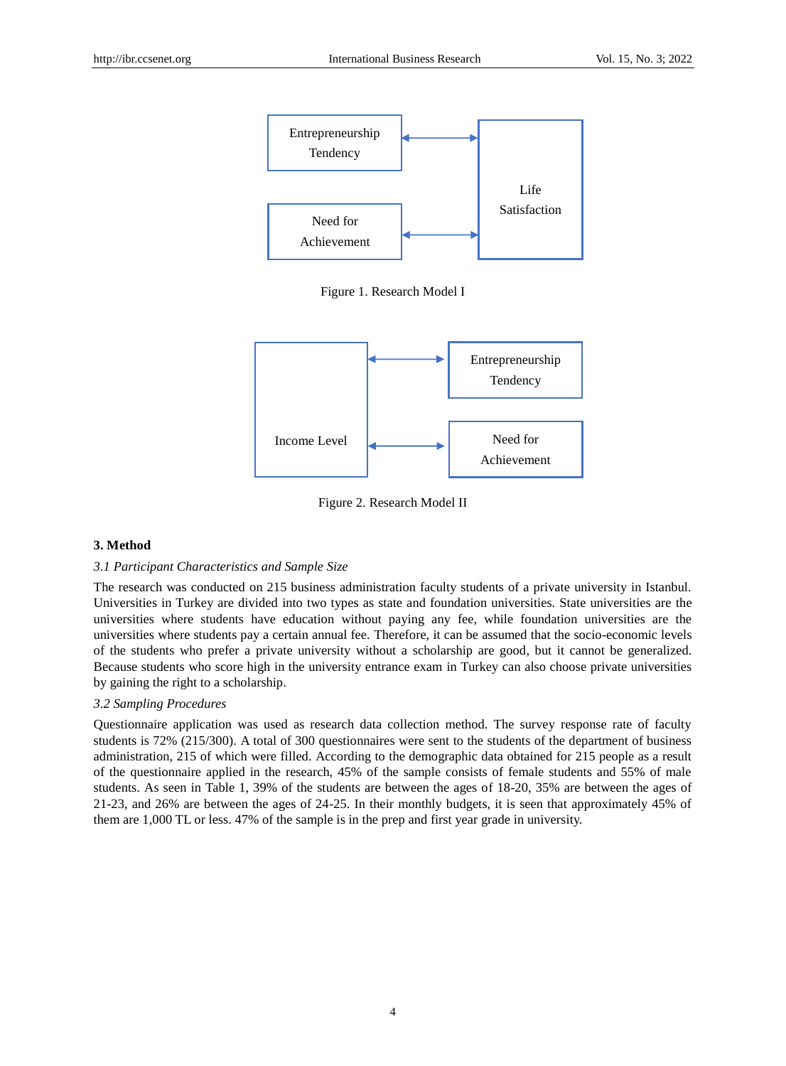Figure 1. Research Model I

Figure 2. Research Model II

## 3. Method

### *3.1 Participant Characteristics and Sample Size*

The research was conducted on 215 business administration faculty students of a private university in Istanbul. Universities in Turkey are divided into two types as state and foundation universities. State universities are the universities where students have education without paying any fee, while foundation universities are the universities where students pay a certain annual fee. Therefore, it can be assumed that the socio-economic levels of the students who prefer a private university without a scholarship are good, but it cannot be generalized. Because students who score high in the university entrance exam in Turkey can also choose private universities by gaining the right to a scholarship.

### *3.2 Sampling Procedures*

Questionnaire application was used as research data collection method. The survey response rate of faculty students is 72% (215/300). A total of 300 questionnaires were sent to the students of the department of business administration, 215 of which were filled. According to the demographic data obtained for 215 people as a result of the questionnaire applied in the research, 45% of the sample consists of female students and 55% of male students. As seen in Table 1, 39% of the students are between the ages of 18-20, 35% are between the ages of 21-23, and 26% are between the ages of 24-25. In their monthly budgets, it is seen that approximately 45% of them are 1,000 TL or less. 47% of the sample is in the prep and first year grade in university.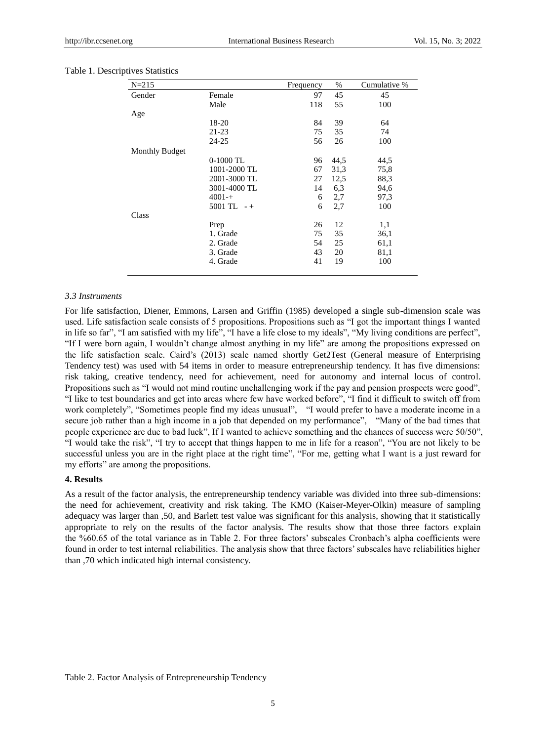Table 1. Descriptives Statistics

| N=215 | | Frequency | % | Cumulative % |
|---|---|---|---|---|
| Gender | Female | 97 | 45 | 45 |
| | Male | 118 | 55 | 100 |
| Age | | | | |
| | 18-20 | 84 | 39 | 64 |
| | 21-23 | 75 | 35 | 74 |
| | 24-25 | 56 | 26 | 100 |
| Monthly Budget | | | | |
| | 0-1000 TL | 96 | 44,5 | 44,5 |
| | 1001-2000 TL | 67 | 31,3 | 75,8 |
| | 2001-3000 TL | 27 | 12,5 | 88,3 |
| | 3001-4000 TL | 14 | 6,3 | 94,6 |
| | 4001-+ | 6 | 2,7 | 97,3 |
| | 5001 TL - + | 6 | 2,7 | 100 |
| Class | | | | |
| | Prep | 26 | 12 | 1,1 |
| | 1. Grade | 75 | 35 | 36,1 |
| | 2. Grade | 54 | 25 | 61,1 |
| | 3. Grade | 43 | 20 | 81,1 |
| | 4. Grade | 41 | 19 | 100 |

### *3.3 Instruments*

For life satisfaction, Diener, Emmons, Larsen and Griffin (1985) developed a single sub-dimension scale was used. Life satisfaction scale consists of 5 propositions. Propositions such as "I got the important things I wanted in life so far", "I am satisfied with my life", "I have a life close to my ideals", "My living conditions are perfect", "If I were born again, I wouldn't change almost anything in my life" are among the propositions expressed on the life satisfaction scale. Caird's (2013) scale named shortly Get2Test (General measure of Enterprising Tendency test) was used with 54 items in order to measure entrepreneurship tendency. It has five dimensions: risk taking, creative tendency, need for achievement, need for autonomy and internal locus of control. Propositions such as "I would not mind routine unchallenging work if the pay and pension prospects were good", "I like to test boundaries and get into areas where few have worked before", "I find it difficult to switch off from work completely", "Sometimes people find my ideas unusual", "I would prefer to have a moderate income in a secure job rather than a high income in a job that depended on my performance", "Many of the bad times that people experience are due to bad luck", If I wanted to achieve something and the chances of success were 50/50", "I would take the risk", "I try to accept that things happen to me in life for a reason", "You are not likely to be successful unless you are in the right place at the right time", "For me, getting what I want is a just reward for my efforts" are among the propositions.

## **4. Results**

As a result of the factor analysis, the entrepreneurship tendency variable was divided into three sub-dimensions: the need for achievement, creativity and risk taking. The KMO (Kaiser-Meyer-Olkin) measure of sampling adequacy was larger than ,50, and Barlett test value was significant for this analysis, showing that it statistically appropriate to rely on the results of the factor analysis. The results show that those three factors explain the %60.65 of the total variance as in Table 2. For three factors' subscales Cronbach's alpha coefficients were found in order to test internal reliabilities. The analysis show that three factors' subscales have reliabilities higher than ,70 which indicated high internal consistency.

Table 2. Factor Analysis of Entrepreneurship Tendency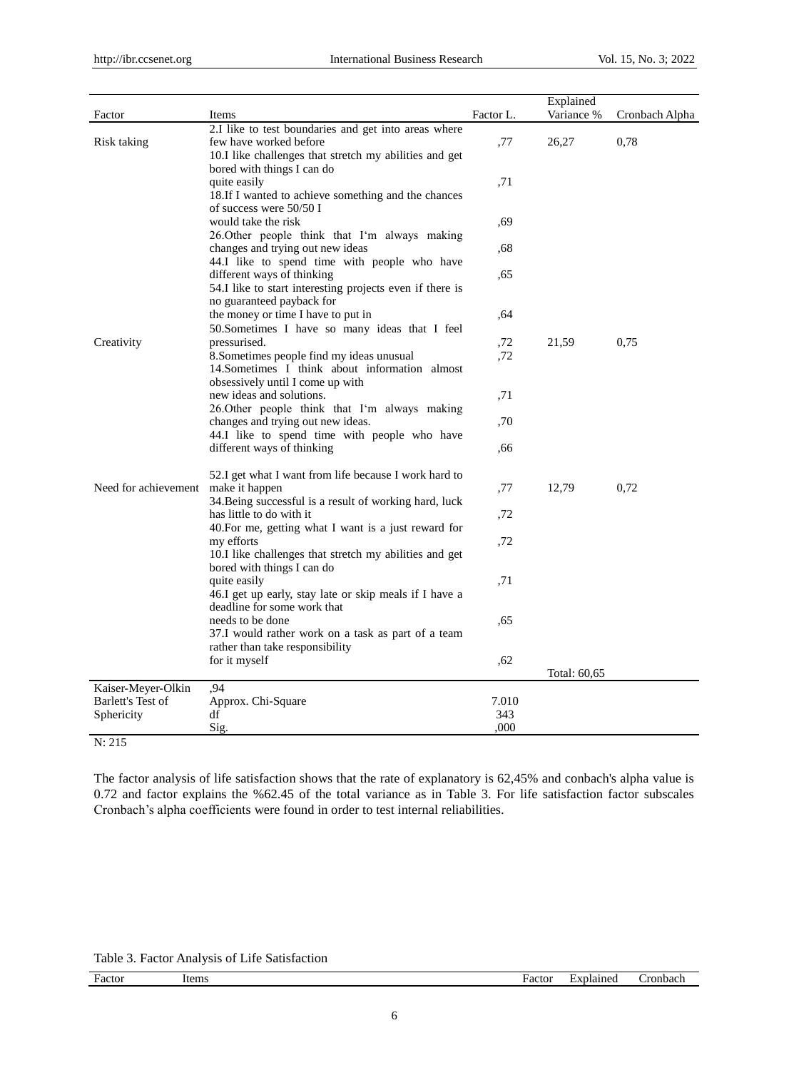| Factor | Items | Factor L. | Explained Variance % | Cronbach Alpha |
|---|---|---|---|---|
| Risk taking | 2.I like to test boundaries and get into areas where few have worked before | ,77 | 26,27 | 0,78 |
| | 10.I like challenges that stretch my abilities and get bored with things I can do quite easily | ,71 | | |
| | 18.If I wanted to achieve something and the chances of success were 50/50 I would take the risk | ,69 | | |
| | 26.Other people think that I'm always making changes and trying out new ideas | ,68 | | |
| | 44.I like to spend time with people who have different ways of thinking | ,65 | | |
| | 54.I like to start interesting projects even if there is no guaranteed payback for the money or time I have to put in | ,64 | | |
| Creativity | 50.Sometimes I have so many ideas that I feel pressurised. | ,72 | 21,59 | 0,75 |
| | 8.Sometimes people find my ideas unusual | ,72 | | |
| | 14.Sometimes I think about information almost obsessively until I come up with new ideas and solutions. | ,71 | | |
| | 26.Other people think that I'm always making changes and trying out new ideas. | ,70 | | |
| | 44.I like to spend time with people who have different ways of thinking | ,66 | | |
| Need for achievement | 52.I get what I want from life because I work hard to make it happen | ,77 | 12,79 | 0,72 |
| | 34.Being successful is a result of working hard, luck has little to do with it | ,72 | | |
| | 40.For me, getting what I want is a just reward for my efforts | ,72 | | |
| | 10.I like challenges that stretch my abilities and get bored with things I can do quite easily | ,71 | | |
| | 46.I get up early, stay late or skip meals if I have a deadline for some work that needs to be done | ,65 | | |
| | 37.I would rather work on a task as part of a team rather than take responsibility for it myself | ,62 | | |
| | | | Total: 60,65 | |
| Kaiser-Meyer-Olkin | ,94 | | | |
| Barlett's Test of Sphericity | Approx. Chi-Square | 7.010 | | |
| | df | 343 | | |
| | Sig. | ,000 | | |

N: 215

The factor analysis of life satisfaction shows that the rate of explanatory is 62,45% and conbach's alpha value is 0.72 and factor explains the %62.45 of the total variance as in Table 3. For life satisfaction factor subscales Cronbach's alpha coefficients were found in order to test internal reliabilities.

Table 3. Factor Analysis of Life Satisfaction

| Factor | Items | Factor | Explained | Cronbach |
|---|---|---|---|---|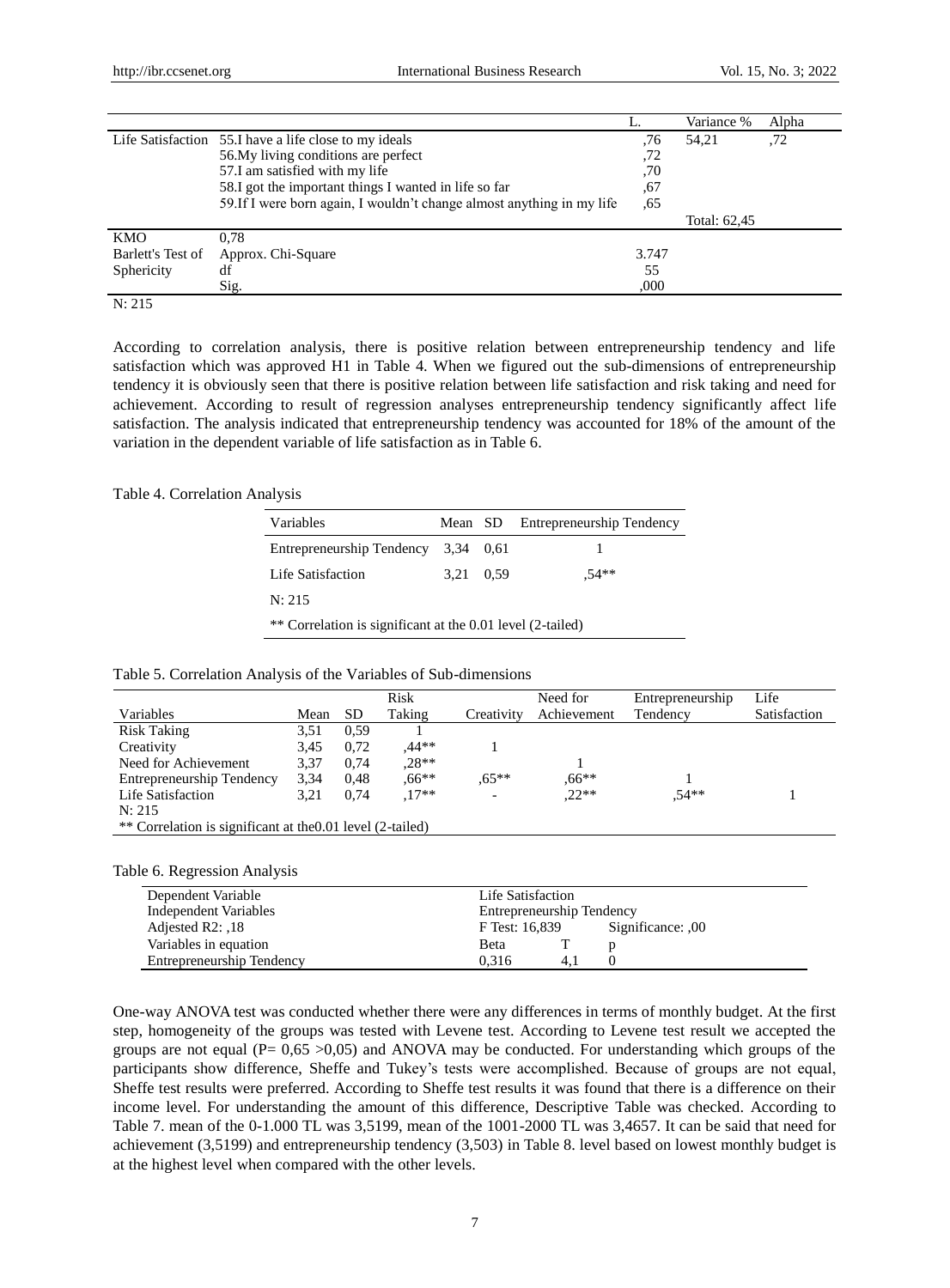| | | L. | Variance % | Alpha |
|---|---|---|---|---|
| Life Satisfaction | 55.I have a life close to my ideals | ,76 | 54,21 | ,72 |
| | 56.My living conditions are perfect | ,72 | | |
| | 57.I am satisfied with my life | ,70 | | |
| | 58.I got the important things I wanted in life so far | ,67 | | |
| | 59.If I were born again, I wouldn't change almost anything in my life | ,65 | | |
| | | | Total: 62,45 | |
| KMO | 0,78 | | | |
| Barlett's Test of Sphericity | Approx. Chi-Square | 3.747 | | |
| | df | 55 | | |
| | Sig. | ,000 | | |

N: 215

According to correlation analysis, there is positive relation between entrepreneurship tendency and life satisfaction which was approved H1 in Table 4. When we figured out the sub-dimensions of entrepreneurship tendency it is obviously seen that there is positive relation between life satisfaction and risk taking and need for achievement. According to result of regression analyses entrepreneurship tendency significantly affect life satisfaction. The analysis indicated that entrepreneurship tendency was accounted for 18% of the amount of the variation in the dependent variable of life satisfaction as in Table 6.

Table 4. Correlation Analysis

| Variables | Mean | SD | Entrepreneurship Tendency |
|---|---|---|---|
| Entrepreneurship Tendency | 3,34 | 0,61 | 1 |
| Life Satisfaction | 3,21 | 0,59 | ,54** |
| N: 215 | | | |
| ** Correlation is significant at the 0.01 level (2-tailed) | | | |

Table 5. Correlation Analysis of the Variables of Sub-dimensions

| Variables | Mean | SD | Risk Taking | Creativity | Need for Achievement | Entrepreneurship Tendency | Life Satisfaction |
|---|---|---|---|---|---|---|---|
| Risk Taking | 3,51 | 0,59 | 1 | | | | |
| Creativity | 3,45 | 0,72 | ,44** | 1 | | | |
| Need for Achievement | 3,37 | 0,74 | ,28** | | 1 | | |
| Entrepreneurship Tendency | 3,34 | 0,48 | ,66** | ,65** | ,66** | 1 | |
| Life Satisfaction | 3,21 | 0,74 | ,17** | - | ,22** | ,54** | 1 |
| N: 215 | | | | | | | |
| ** Correlation is significant at the0.01 level (2-tailed) | | | | | | | |

Table 6. Regression Analysis

| Dependent Variable | Life Satisfaction | | |
|---|---|---|---|
| Independent Variables | Entrepreneurship Tendency | | |
| Adjested R2: ,18 | F Test: 16,839 | | Significance: ,00 |
| Variables in equation | Beta | T | p |
| Entrepreneurship Tendency | 0,316 | 4,1 | 0 |

One-way ANOVA test was conducted whether there were any differences in terms of monthly budget. At the first step, homogeneity of the groups was tested with Levene test. According to Levene test result we accepted the groups are not equal (P= 0,65 >0,05) and ANOVA may be conducted. For understanding which groups of the participants show difference, Sheffe and Tukey's tests were accomplished. Because of groups are not equal, Sheffe test results were preferred. According to Sheffe test results it was found that there is a difference on their income level. For understanding the amount of this difference, Descriptive Table was checked. According to Table 7. mean of the 0-1.000 TL was 3,5199, mean of the 1001-2000 TL was 3,4657. It can be said that need for achievement (3,5199) and entrepreneurship tendency (3,503) in Table 8. level based on lowest monthly budget is at the highest level when compared with the other levels.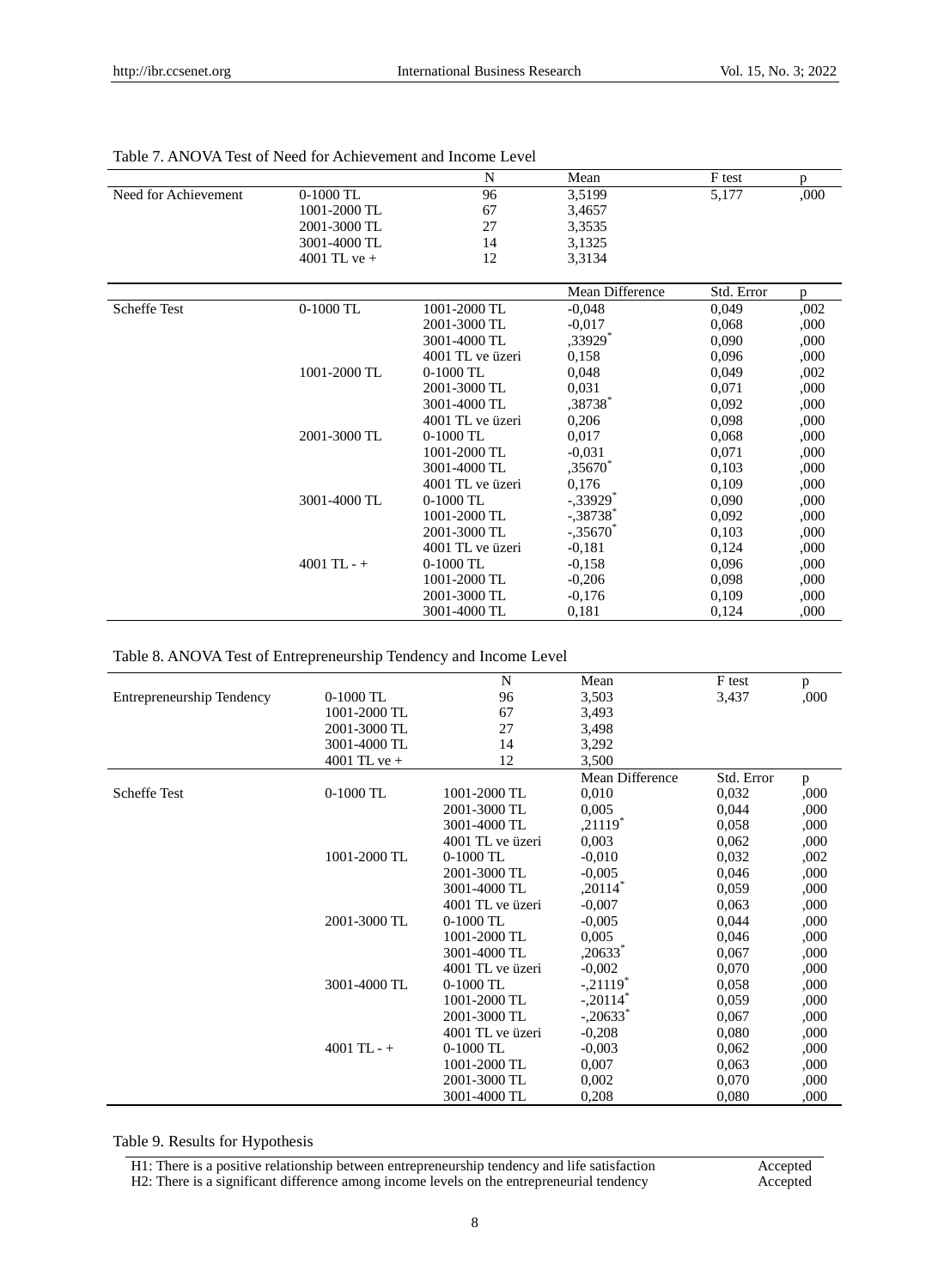Table 7. ANOVA Test of Need for Achievement and Income Level

| | | N | Mean | F test | p |
|---|---|---|---|---|---|
| Need for Achievement | 0-1000 TL | 96 | 3,5199 | 5,177 | ,000 |
| | 1001-2000 TL | 67 | 3,4657 | | |
| | 2001-3000 TL | 27 | 3,3535 | | |
| | 3001-4000 TL | 14 | 3,1325 | | |
| | 4001 TL ve + | 12 | 3,3134 | | |
| | | | Mean Difference | Std. Error | p |
| Scheffe Test | 0-1000 TL | 1001-2000 TL | -0,048 | 0,049 | ,002 |
| | | 2001-3000 TL | -0,017 | 0,068 | ,000 |
| | | 3001-4000 TL | ,33929* | 0,090 | ,000 |
| | | 4001 TL ve üzeri | 0,158 | 0,096 | ,000 |
| | 1001-2000 TL | 0-1000 TL | 0,048 | 0,049 | ,002 |
| | | 2001-3000 TL | 0,031 | 0,071 | ,000 |
| | | 3001-4000 TL | ,38738* | 0,092 | ,000 |
| | | 4001 TL ve üzeri | 0,206 | 0,098 | ,000 |
| | 2001-3000 TL | 0-1000 TL | 0,017 | 0,068 | ,000 |
| | | 1001-2000 TL | -0,031 | 0,071 | ,000 |
| | | 3001-4000 TL | ,35670* | 0,103 | ,000 |
| | | 4001 TL ve üzeri | 0,176 | 0,109 | ,000 |
| | 3001-4000 TL | 0-1000 TL | -,33929* | 0,090 | ,000 |
| | | 1001-2000 TL | -,38738* | 0,092 | ,000 |
| | | 2001-3000 TL | -,35670* | 0,103 | ,000 |
| | | 4001 TL ve üzeri | -0,181 | 0,124 | ,000 |
| | 4001 TL - + | 0-1000 TL | -0,158 | 0,096 | ,000 |
| | | 1001-2000 TL | -0,206 | 0,098 | ,000 |
| | | 2001-3000 TL | -0,176 | 0,109 | ,000 |
| | | 3001-4000 TL | 0,181 | 0,124 | ,000 |

Table 8. ANOVA Test of Entrepreneurship Tendency and Income Level

| | | N | Mean | F test | p |
|---|---|---|---|---|---|
| Entrepreneurship Tendency | 0-1000 TL | 96 | 3,503 | 3,437 | ,000 |
| | 1001-2000 TL | 67 | 3,493 | | |
| | 2001-3000 TL | 27 | 3,498 | | |
| | 3001-4000 TL | 14 | 3,292 | | |
| | 4001 TL ve + | 12 | 3,500 | | |
| | | | Mean Difference | Std. Error | p |
| Scheffe Test | 0-1000 TL | 1001-2000 TL | 0,010 | 0,032 | ,000 |
| | | 2001-3000 TL | 0,005 | 0,044 | ,000 |
| | | 3001-4000 TL | ,21119* | 0,058 | ,000 |
| | | 4001 TL ve üzeri | 0,003 | 0,062 | ,000 |
| | 1001-2000 TL | 0-1000 TL | -0,010 | 0,032 | ,002 |
| | | 2001-3000 TL | -0,005 | 0,046 | ,000 |
| | | 3001-4000 TL | ,20114* | 0,059 | ,000 |
| | | 4001 TL ve üzeri | -0,007 | 0,063 | ,000 |
| | 2001-3000 TL | 0-1000 TL | -0,005 | 0,044 | ,000 |
| | | 1001-2000 TL | 0,005 | 0,046 | ,000 |
| | | 3001-4000 TL | ,20633* | 0,067 | ,000 |
| | | 4001 TL ve üzeri | -0,002 | 0,070 | ,000 |
| | 3001-4000 TL | 0-1000 TL | -,21119* | 0,058 | ,000 |
| | | 1001-2000 TL | -,20114* | 0,059 | ,000 |
| | | 2001-3000 TL | -,20633* | 0,067 | ,000 |
| | | 4001 TL ve üzeri | -0,208 | 0,080 | ,000 |
| | 4001 TL - + | 0-1000 TL | -0,003 | 0,062 | ,000 |
| | | 1001-2000 TL | 0,007 | 0,063 | ,000 |
| | | 2001-3000 TL | 0,002 | 0,070 | ,000 |
| | | 3001-4000 TL | 0,208 | 0,080 | ,000 |

Table 9. Results for Hypothesis

| Hypothesis | Result |
|---|---|
| H1: There is a positive relationship between entrepreneurship tendency and life satisfaction | Accepted |
| H2: There is a significant difference among income levels on the entrepreneurial tendency | Accepted |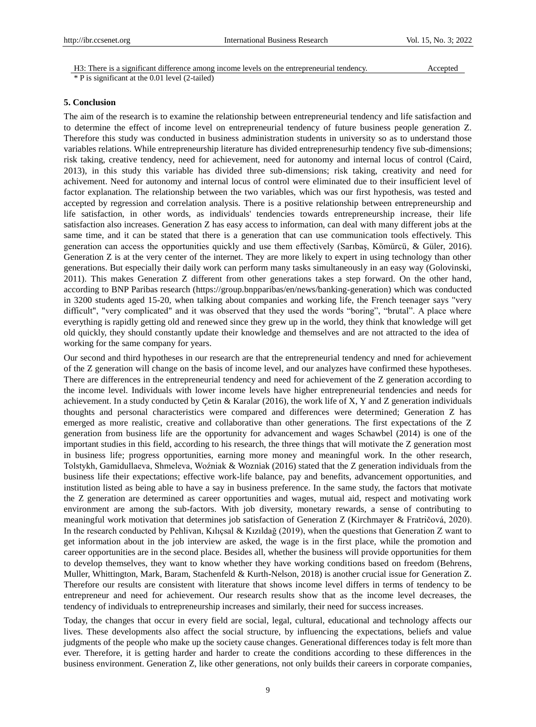| H3: There is a significant difference among income levels on the entrepreneurial tendency. | Accepted |
|---|---|

\* P is significant at the 0.01 level (2-tailed)

## 5. Conclusion

The aim of the research is to examine the relationship between entrepreneurial tendency and life satisfaction and to determine the effect of income level on entrepreneurial tendency of future business people generation Z. Therefore this study was conducted in business administration students in university so as to understand those variables relations. While entrepreneurship literature has divided entreprenesurhip tendency five sub-dimensions; risk taking, creative tendency, need for achievement, need for autonomy and internal locus of control (Caird, 2013), in this study this variable has divided three sub-dimensions; risk taking, creativity and need for achivement. Need for autonomy and internal locus of control were eliminated due to their insufficient level of factor explanation. The relationship between the two variables, which was our first hypothesis, was tested and accepted by regression and correlation analysis. There is a positive relationship between entrepreneurship and life satisfaction, in other words, as individuals' tendencies towards entrepreneurship increase, their life satisfaction also increases. Generation Z has easy access to information, can deal with many different jobs at the same time, and it can be stated that there is a generation that can use communication tools effectively. This generation can access the opportunities quickly and use them effectively (Sarıbaş, Kömürcü, & Güler, 2016). Generation Z is at the very center of the internet. They are more likely to expert in using technology than other generations. But especially their daily work can perform many tasks simultaneously in an easy way (Golovinski, 2011). This makes Generation Z different from other generations takes a step forward. On the other hand, according to BNP Paribas research (https://group.bnpparibas/en/news/banking-generation) which was conducted in 3200 students aged 15-20, when talking about companies and working life, the French teenager says "very difficult", "very complicated" and it was observed that they used the words "boring", "brutal". A place where everything is rapidly getting old and renewed since they grew up in the world, they think that knowledge will get old quickly, they should constantly update their knowledge and themselves and are not attracted to the idea of working for the same company for years.

Our second and third hypotheses in our research are that the entrepreneurial tendency and nned for achievement of the Z generation will change on the basis of income level, and our analyzes have confirmed these hypotheses. There are differences in the entrepreneurial tendency and need for achievement of the Z generation according to the income level. Individuals with lower income levels have higher entrepreneurial tendencies and needs for achievement. In a study conducted by Çetin & Karalar (2016), the work life of X, Y and Z generation individuals thoughts and personal characteristics were compared and differences were determined; Generation Z has emerged as more realistic, creative and collaborative than other generations. The first expectations of the Z generation from business life are the opportunity for advancement and wages Schawbel (2014) is one of the important studies in this field, according to his research, the three things that will motivate the Z generation most in business life; progress opportunities, earning more money and meaningful work. In the other research, Tolstykh, Gamidullaeva, Shmeleva, Woźniak & Wozniak (2016) stated that the Z generation individuals from the business life their expectations; effective work-life balance, pay and benefits, advancement opportunities, and institution listed as being able to have a say in business preference. In the same study, the factors that motivate the Z generation are determined as career opportunities and wages, mutual aid, respect and motivating work environment are among the sub-factors. With job diversity, monetary rewards, a sense of contributing to meaningful work motivation that determines job satisfaction of Generation Z (Kirchmayer & Fratričová, 2020). In the research conducted by Pehlivan, Kılıçsal & Kızıldağ (2019), when the questions that Generation Z want to get information about in the job interview are asked, the wage is in the first place, while the promotion and career opportunities are in the second place. Besides all, whether the business will provide opportunities for them to develop themselves, they want to know whether they have working conditions based on freedom (Behrens, Muller, Whittington, Mark, Baram, Stachenfeld & Kurth-Nelson, 2018) is another crucial issue for Generation Z. Therefore our results are consistent with literature that shows income level differs in terms of tendency to be entrepreneur and need for achievement. Our research results show that as the income level decreases, the tendency of individuals to entrepreneurship increases and similarly, their need for success increases.

Today, the changes that occur in every field are social, legal, cultural, educational and technology affects our lives. These developments also affect the social structure, by influencing the expectations, beliefs and value judgments of the people who make up the society cause changes. Generational differences today is felt more than ever. Therefore, it is getting harder and harder to create the conditions according to these differences in the business environment. Generation Z, like other generations, not only builds their careers in corporate companies,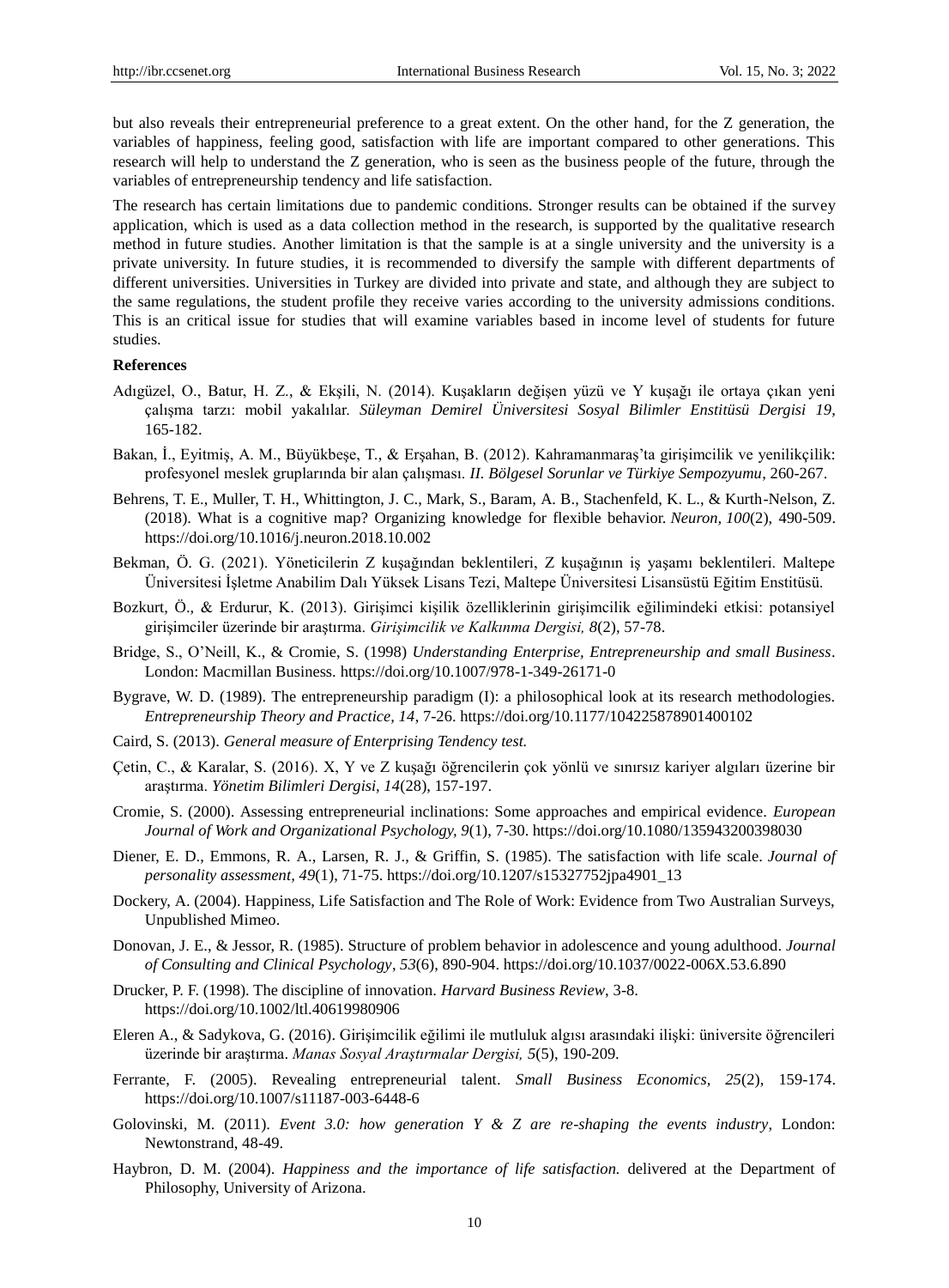but also reveals their entrepreneurial preference to a great extent. On the other hand, for the Z generation, the variables of happiness, feeling good, satisfaction with life are important compared to other generations. This research will help to understand the Z generation, who is seen as the business people of the future, through the variables of entrepreneurship tendency and life satisfaction.

The research has certain limitations due to pandemic conditions. Stronger results can be obtained if the survey application, which is used as a data collection method in the research, is supported by the qualitative research method in future studies. Another limitation is that the sample is at a single university and the university is a private university. In future studies, it is recommended to diversify the sample with different departments of different universities. Universities in Turkey are divided into private and state, and although they are subject to the same regulations, the student profile they receive varies according to the university admissions conditions. This is an critical issue for studies that will examine variables based in income level of students for future studies.

## References

Adıgüzel, O., Batur, H. Z., & Ekşili, N. (2014). Kuşakların değişen yüzü ve Y kuşağı ile ortaya çıkan yeni çalışma tarzı: mobil yakalılar. *Süleyman Demirel Üniversitesi Sosyal Bilimler Enstitüsü Dergisi 19*, 165-182.

Bakan, İ., Eyitmiş, A. M., Büyükbeşe, T., & Erşahan, B. (2012). Kahramanmaraş'ta girişimcilik ve yenilikçilik: profesyonel meslek gruplarında bir alan çalışması. *II. Bölgesel Sorunlar ve Türkiye Sempozyumu*, 260-267.

Behrens, T. E., Muller, T. H., Whittington, J. C., Mark, S., Baram, A. B., Stachenfeld, K. L., & Kurth-Nelson, Z. (2018). What is a cognitive map? Organizing knowledge for flexible behavior. *Neuron, 100*(2), 490-509. https://doi.org/10.1016/j.neuron.2018.10.002

Bekman, Ö. G. (2021). Yöneticilerin Z kuşağından beklentileri, Z kuşağının iş yaşamı beklentileri. Maltepe Üniversitesi İşletme Anabilim Dalı Yüksek Lisans Tezi, Maltepe Üniversitesi Lisansüstü Eğitim Enstitüsü.

Bozkurt, Ö., & Erdurur, K. (2013). Girişimci kişilik özelliklerinin girişimcilik eğilimindeki etkisi: potansiyel girişimciler üzerinde bir araştırma. *Girişimcilik ve Kalkınma Dergisi, 8*(2), 57-78.

Bridge, S., O'Neill, K., & Cromie, S. (1998) *Understanding Enterprise, Entrepreneurship and small Business*. London: Macmillan Business. https://doi.org/10.1007/978-1-349-26171-0

Bygrave, W. D. (1989). The entrepreneurship paradigm (I): a philosophical look at its research methodologies. *Entrepreneurship Theory and Practice, 14*, 7-26. https://doi.org/10.1177/104225878901400102

Caird, S. (2013). *General measure of Enterprising Tendency test.*

Çetin, C., & Karalar, S. (2016). X, Y ve Z kuşağı öğrencilerin çok yönlü ve sınırsız kariyer algıları üzerine bir araştırma. *Yönetim Bilimleri Dergisi, 14*(28), 157-197.

Cromie, S. (2000). Assessing entrepreneurial inclinations: Some approaches and empirical evidence. *European Journal of Work and Organizational Psychology, 9*(1), 7-30. https://doi.org/10.1080/135943200398030

Diener, E. D., Emmons, R. A., Larsen, R. J., & Griffin, S. (1985). The satisfaction with life scale. *Journal of personality assessment, 49*(1), 71-75. https://doi.org/10.1207/s15327752jpa4901_13

Dockery, A. (2004). Happiness, Life Satisfaction and The Role of Work: Evidence from Two Australian Surveys, Unpublished Mimeo.

Donovan, J. E., & Jessor, R. (1985). Structure of problem behavior in adolescence and young adulthood. *Journal of Consulting and Clinical Psychology, 53*(6), 890-904. https://doi.org/10.1037/0022-006X.53.6.890

Drucker, P. F. (1998). The discipline of innovation. *Harvard Business Review*, 3-8. https://doi.org/10.1002/ltl.40619980906

Eleren A., & Sadykova, G. (2016). Girişimcilik eğilimi ile mutluluk algısı arasındaki ilişki: üniversite öğrencileri üzerinde bir araştırma. *Manas Sosyal Araştırmalar Dergisi, 5*(5), 190-209.

Ferrante, F. (2005). Revealing entrepreneurial talent. *Small Business Economics, 25*(2), 159-174. https://doi.org/10.1007/s11187-003-6448-6

Golovinski, M. (2011). *Event 3.0: how generation Y & Z are re-shaping the events industry*, London: Newtonstrand, 48-49.

Haybron, D. M. (2004). *Happiness and the importance of life satisfaction.* delivered at the Department of Philosophy, University of Arizona.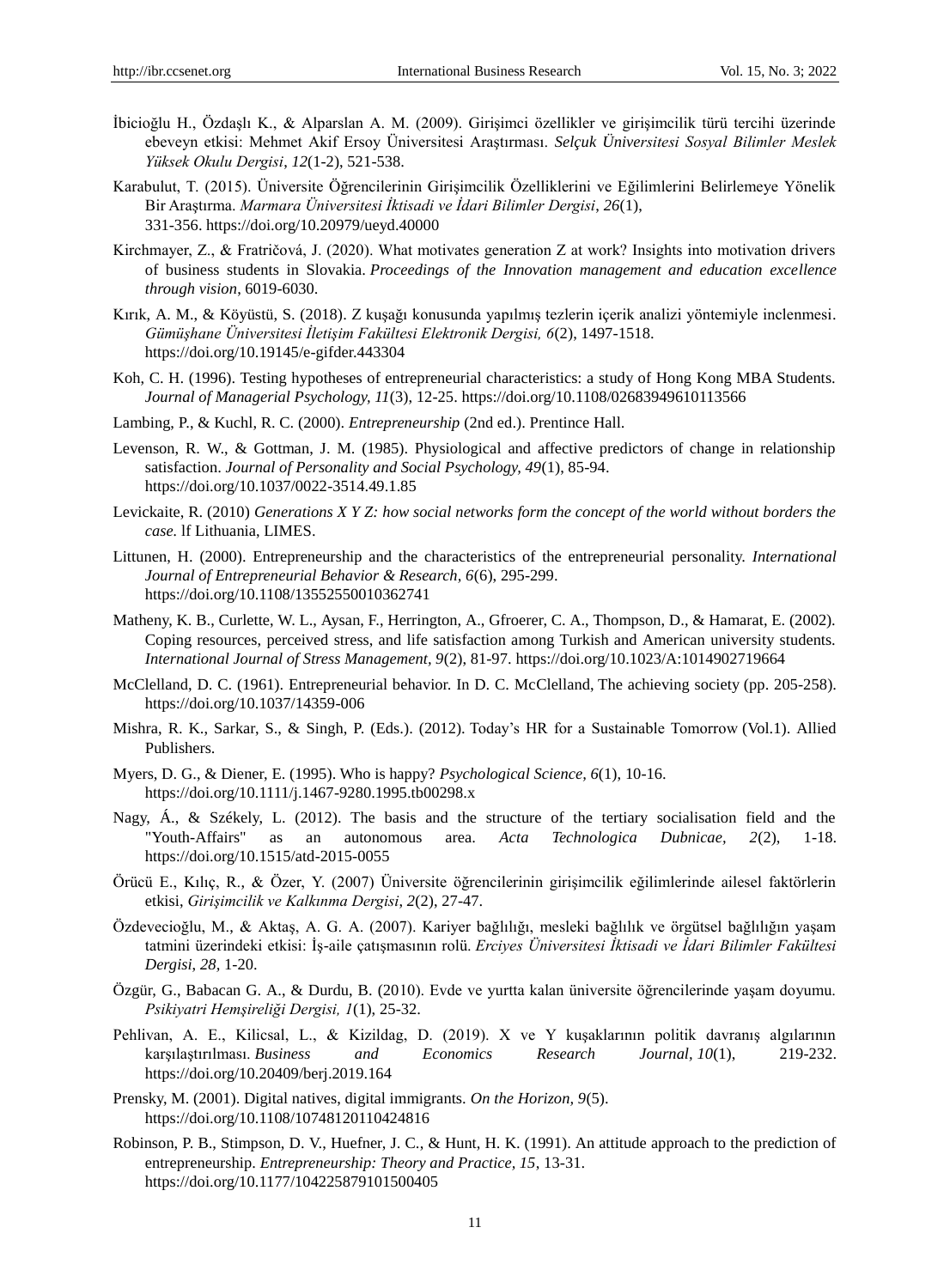İbicioğlu H., Özdaşlı K., & Alparslan A. M. (2009). Girişimci özellikler ve girişimcilik türü tercihi üzerinde ebeveyn etkisi: Mehmet Akif Ersoy Üniversitesi Araştırması. *Selçuk Üniversitesi Sosyal Bilimler Meslek Yüksek Okulu Dergisi*, *12*(1-2), 521-538.

Karabulut, T. (2015). Üniversite Öğrencilerinin Girişimcilik Özelliklerini ve Eğilimlerini Belirlemeye Yönelik Bir Araştırma. *Marmara Üniversitesi İktisadi ve İdari Bilimler Dergisi*, *26*(1), 331-356. https://doi.org/10.20979/ueyd.40000

Kirchmayer, Z., & Fratričová, J. (2020). What motivates generation Z at work? Insights into motivation drivers of business students in Slovakia. *Proceedings of the Innovation management and education excellence through vision*, 6019-6030.

Kırık, A. M., & Köyüstü, S. (2018). Z kuşağı konusunda yapılmış tezlerin içerik analizi yöntemiyle inclenmesi. *Gümüşhane Üniversitesi İletişim Fakültesi Elektronik Dergisi, 6*(2), 1497-1518. https://doi.org/10.19145/e-gifder.443304

Koh, C. H. (1996). Testing hypotheses of entrepreneurial characteristics: a study of Hong Kong MBA Students. *Journal of Managerial Psychology, 11*(3), 12-25. https://doi.org/10.1108/02683949610113566

Lambing, P., & Kuchl, R. C. (2000). *Entrepreneurship* (2nd ed.). Prentince Hall.

Levenson, R. W., & Gottman, J. M. (1985). Physiological and affective predictors of change in relationship satisfaction. *Journal of Personality and Social Psychology, 49*(1), 85-94. https://doi.org/10.1037/0022-3514.49.1.85

Levickaite, R. (2010) *Generations X Y Z: how social networks form the concept of the world without borders the case.* lf Lithuania, LIMES.

Littunen, H. (2000). Entrepreneurship and the characteristics of the entrepreneurial personality. *International Journal of Entrepreneurial Behavior & Research, 6*(6), 295-299. https://doi.org/10.1108/13552550010362741

Matheny, K. B., Curlette, W. L., Aysan, F., Herrington, A., Gfroerer, C. A., Thompson, D., & Hamarat, E. (2002). Coping resources, perceived stress, and life satisfaction among Turkish and American university students. *International Journal of Stress Management*, *9*(2), 81-97. https://doi.org/10.1023/A:1014902719664

McClelland, D. C. (1961). Entrepreneurial behavior. In D. C. McClelland, The achieving society (pp. 205-258). https://doi.org/10.1037/14359-006

Mishra, R. K., Sarkar, S., & Singh, P. (Eds.). (2012). Today's HR for a Sustainable Tomorrow (Vol.1). Allied Publishers.

Myers, D. G., & Diener, E. (1995). Who is happy? *Psychological Science, 6*(1), 10-16. https://doi.org/10.1111/j.1467-9280.1995.tb00298.x

Nagy, Á., & Székely, L. (2012). The basis and the structure of the tertiary socialisation field and the "Youth-Affairs" as an autonomous area. *Acta Technologica Dubnicae, 2*(2), 1-18. https://doi.org/10.1515/atd-2015-0055

Örücü E., Kılıç, R., & Özer, Y. (2007) Üniversite öğrencilerinin girişimcilik eğilimlerinde ailesel faktörlerin etkisi, *Girişimcilik ve Kalkınma Dergisi*, *2*(2), 27-47.

Özdevecioğlu, M., & Aktaş, A. G. A. (2007). Kariyer bağlılığı, mesleki bağlılık ve örgütsel bağlılığın yaşam tatmini üzerindeki etkisi: İş-aile çatışmasının rolü. *Erciyes Üniversitesi İktisadi ve İdari Bilimler Fakültesi Dergisi, 28,* 1-20.

Özgür, G., Babacan G. A., & Durdu, B. (2010). Evde ve yurtta kalan üniversite öğrencilerinde yaşam doyumu. *Psikiyatri Hemşireliği Dergisi, 1*(1), 25-32.

Pehlivan, A. E., Kilicsal, L., & Kizildag, D. (2019). X ve Y kuşaklarının politik davranış algılarının karşılaştırılması. *Business and Economics Research Journal*, *10*(1), 219-232. https://doi.org/10.20409/berj.2019.164

Prensky, M. (2001). Digital natives, digital immigrants. *On the Horizon, 9*(5). https://doi.org/10.1108/10748120110424816

Robinson, P. B., Stimpson, D. V., Huefner, J. C., & Hunt, H. K. (1991). An attitude approach to the prediction of entrepreneurship. *Entrepreneurship: Theory and Practice, 15*, 13-31. https://doi.org/10.1177/104225879101500405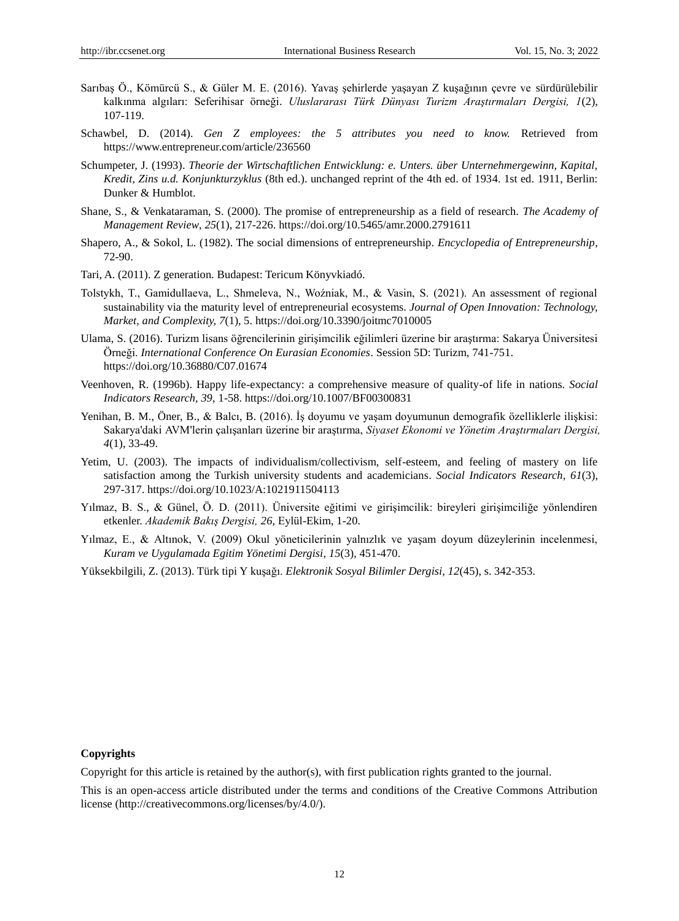Sarıbaş Ö., Kömürcü S., & Güler M. E. (2016). Yavaş şehirlerde yaşayan Z kuşağının çevre ve sürdürülebilir kalkınma algıları: Seferihisar örneği. *Uluslararası Türk Dünyası Turizm Araştırmaları Dergisi, 1*(2), 107-119.

Schawbel, D. (2014). *Gen Z employees: the 5 attributes you need to know.* Retrieved from https://www.entrepreneur.com/article/236560

Schumpeter, J. (1993). *Theorie der Wirtschaftlichen Entwicklung: e. Unters. über Unternehmergewinn, Kapital, Kredit, Zins u.d. Konjunkturzyklus* (8th ed.). unchanged reprint of the 4th ed. of 1934. 1st ed. 1911, Berlin: Dunker & Humblot.

Shane, S., & Venkataraman, S. (2000). The promise of entrepreneurship as a field of research. *The Academy of Management Review*, *25*(1), 217-226. https://doi.org/10.5465/amr.2000.2791611

Shapero, A., & Sokol, L. (1982). The social dimensions of entrepreneurship. *Encyclopedia of Entrepreneurship*, 72-90.

Tari, A. (2011). Z generation. Budapest: Tericum Könyvkiadó.

Tolstykh, T., Gamidullaeva, L., Shmeleva, N., Woźniak, M., & Vasin, S. (2021). An assessment of regional sustainability via the maturity level of entrepreneurial ecosystems. *Journal of Open Innovation: Technology, Market, and Complexity, 7*(1), 5. https://doi.org/10.3390/joitmc7010005

Ulama, S. (2016). Turizm lisans öğrencilerinin girişimcilik eğilimleri üzerine bir araştırma: Sakarya Üniversitesi Örneği. *International Conference On Eurasian Economies*. Session 5D: Turizm, 741-751. https://doi.org/10.36880/C07.01674

Veenhoven, R. (1996b). Happy life-expectancy: a comprehensive measure of quality-of life in nations. *Social Indicators Research, 39,* 1-58. https://doi.org/10.1007/BF00300831

Yenihan, B. M., Öner, B., & Balcı, B. (2016). İş doyumu ve yaşam doyumunun demografik özelliklerle ilişkisi: Sakarya'daki AVM'lerin çalışanları üzerine bir araştırma, *Siyaset Ekonomi ve Yönetim Araştırmaları Dergisi, 4*(1), 33-49.

Yetim, U. (2003). The impacts of individualism/collectivism, self-esteem, and feeling of mastery on life satisfaction among the Turkish university students and academicians. *Social Indicators Research*, *61*(3), 297-317. https://doi.org/10.1023/A:1021911504113

Yılmaz, B. S., & Günel, Ö. D. (2011). Üniversite eğitimi ve girişimcilik: bireyleri girişimciliğe yönlendiren etkenler. *Akademik Bakış Dergisi, 26*, Eylül-Ekim, 1-20.

Yılmaz, E., & Altınok, V. (2009) Okul yöneticilerinin yalnızlık ve yaşam doyum düzeylerinin incelenmesi, *Kuram ve Uygulamada Egitim Yönetimi Dergisi*, *15*(3), 451-470.

Yüksekbilgili, Z. (2013). Türk tipi Y kuşağı. *Elektronik Sosyal Bilimler Dergisi, 12*(45), s. 342-353.

**Copyrights**

Copyright for this article is retained by the author(s), with first publication rights granted to the journal.

This is an open-access article distributed under the terms and conditions of the Creative Commons Attribution license (http://creativecommons.org/licenses/by/4.0/).